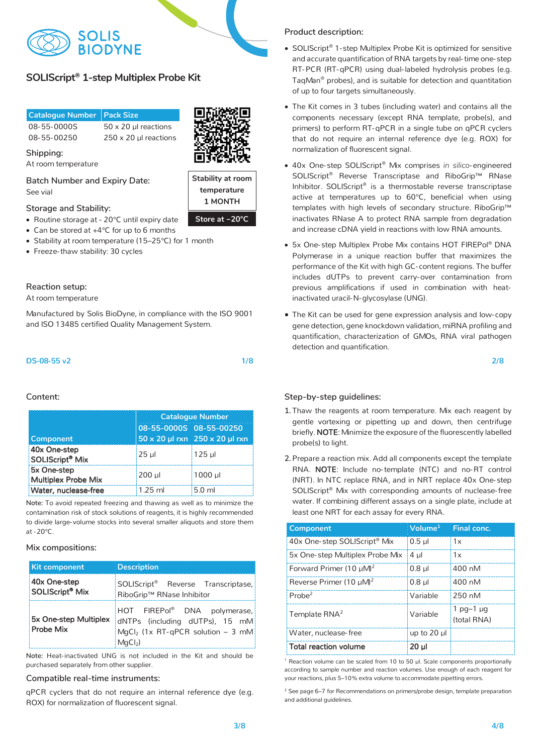SOLIS BIODYNE

# SOLIScript® 1-step Multiplex Probe Kit

| Catalogue Number | Pack Size |
|---|---|
| 08-55-0000S | 50 x 20 µl reactions |
| 08-55-00250 | 250 x 20 µl reactions |

Stability at room temperature 1 MONTH

Store at –20°C

## Shipping:

At room temperature

## Batch Number and Expiry Date:

See vial

## Storage and Stability:

- Routine storage at -20°C until expiry date
- Can be stored at +4°C for up to 6 months
- Stability at room temperature (15–25°C) for 1 month
- Freeze-thaw stability: 30 cycles

## Reaction setup:

At room temperature

Manufactured by Solis BioDyne, in compliance with the ISO 9001 and ISO 13485 certified Quality Management System.

DS-08-55 v2

## Product description:

- SOLIScript® 1-step Multiplex Probe Kit is optimized for sensitive and accurate quantification of RNA targets by real-time one-step RT-PCR (RT-qPCR) using dual-labeled hydrolysis probes (e.g. TaqMan® probes), and is suitable for detection and quantitation of up to four targets simultaneously.
- The Kit comes in 3 tubes (including water) and contains all the components necessary (except RNA template, probe(s), and primers) to perform RT-qPCR in a single tube on qPCR cyclers that do not require an internal reference dye (e.g. ROX) for normalization of fluorescent signal.
- 40x One-step SOLIScript® Mix comprises *in silico*-engineered SOLIScript® Reverse Transcriptase and RiboGrip™ RNase Inhibitor. SOLIScript® is a thermostable reverse transcriptase active at temperatures up to 60°C, beneficial when using templates with high levels of secondary structure. RiboGrip™ inactivates RNase A to protect RNA sample from degradation and increase cDNA yield in reactions with low RNA amounts.
- 5x One-step Multiplex Probe Mix contains HOT FIREPol® DNA Polymerase in a unique reaction buffer that maximizes the performance of the Kit with high GC-content regions. The buffer includes dUTPs to prevent carry-over contamination from previous amplifications if used in combination with heat-inactivated uracil-N-glycosylase (UNG).
- The Kit can be used for gene expression analysis and low-copy gene detection, gene knockdown validation, miRNA profiling and quantification, characterization of GMOs, RNA viral pathogen detection and quantification.

## Content:

| Component | Catalogue Number | |
|---|---|---|
| | 08-55-0000S 50 x 20 µl rxn | 08-55-00250 250 x 20 µl rxn |
| 40x One-step SOLIScript® Mix | 25 µl | 125 µl |
| 5x One-step Multiplex Probe Mix | 200 µl | 1000 µl |
| Water, nuclease-free | 1.25 ml | 5.0 ml |

Note: To avoid repeated freezing and thawing as well as to minimize the contamination risk of stock solutions of reagents, it is highly recommended to divide large-volume stocks into several smaller aliquots and store them at -20°C.

## Mix compositions:

| Kit component | Description |
|---|---|
| 40x One-step SOLIScript® Mix | SOLIScript® Reverse Transcriptase, RiboGrip™ RNase Inhibitor |
| 5x One-step Multiplex Probe Mix | HOT FIREPol® DNA polymerase, dNTPs (including dUTPs), 15 mM $MgCl_2$ (1x RT-qPCR solution – 3 mM $MgCl_2$) |

Note: Heat-inactivated UNG is not included in the Kit and should be purchased separately from other supplier.

## Compatible real-time instruments:

qPCR cyclers that do not require an internal reference dye (e.g. ROX) for normalization of fluorescent signal.

## Step-by-step guidelines:

1. Thaw the reagents at room temperature. Mix each reagent by gentle vortexing or pipetting up and down, then centrifuge briefly. **NOTE**: Minimize the exposure of the fluorescently labelled probe(s) to light.
2. Prepare a reaction mix. Add all components except the template RNA. **NOTE**: Include no-template (NTC) and no-RT control (NRT). In NTC replace RNA, and in NRT replace 40x One-step SOLIScript® Mix with corresponding amounts of nuclease-free water. If combining different assays on a single plate, include at least one NRT for each assay for every RNA.

| Component | Volume[1] | Final conc. |
|---|---|---|
| 40x One-step SOLIScript® Mix | 0.5 µl | 1x |
| 5x One-step Multiplex Probe Mix | 4 µl | 1x |
| Forward Primer (10 µM)[2] | 0.8 µl | 400 nM |
| Reverse Primer (10 µM)[2] | 0.8 µl | 400 nM |
| Probe[2] | Variable | 250 nM |
| Template RNA[2] | Variable | 1 pg–1 µg (total RNA) |
| Water, nuclease-free | up to 20 µl | |
| **Total reaction volume** | **20 µl** | |

[1] Reaction volume can be scaled from 10 to 50 µl. Scale components proportionally according to sample number and reaction volumes. Use enough of each reagent for your reactions, plus 5–10% extra volume to accommodate pipetting errors.

[2] See page 6–7 for Recommendations on primers/probe design, template preparation and additional guidelines.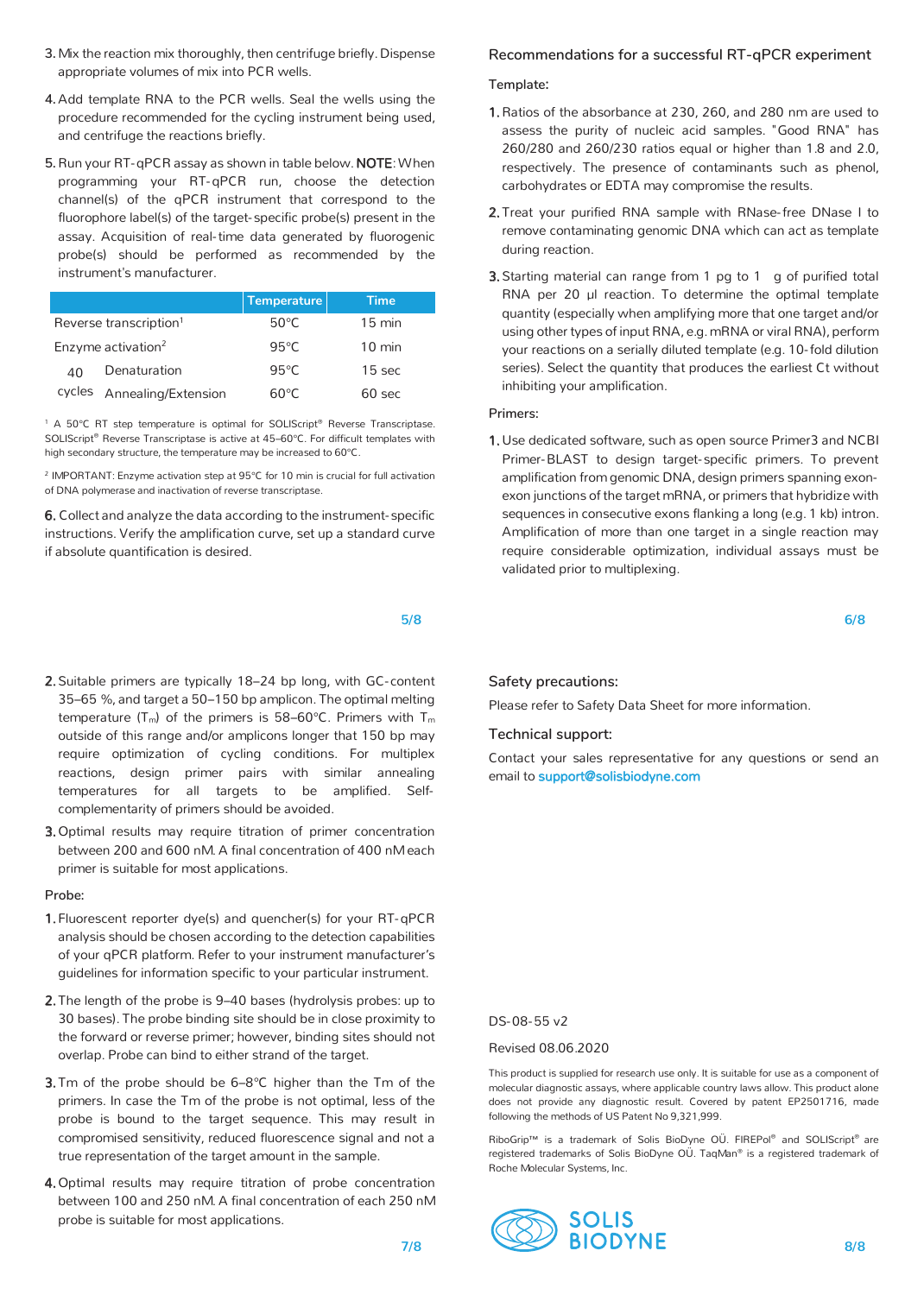3. Mix the reaction mix thoroughly, then centrifuge briefly. Dispense appropriate volumes of mix into PCR wells.

4. Add template RNA to the PCR wells. Seal the wells using the procedure recommended for the cycling instrument being used, and centrifuge the reactions briefly.

5. Run your RT-qPCR assay as shown in table below. **NOTE**: When programming your RT-qPCR run, choose the detection channel(s) of the qPCR instrument that correspond to the fluorophore label(s) of the target-specific probe(s) present in the assay. Acquisition of real-time data generated by fluorogenic probe(s) should be performed as recommended by the instrument's manufacturer.

| | | Temperature | Time |
|---|---|---|---|
| Reverse transcription[1] | | 50°C | 15 min |
| Enzyme activation[2] | | 95°C | 10 min |
| 40 cycles | Denaturation | 95°C | 15 sec |
| | Annealing/Extension | 60°C | 60 sec |

[1] A 50°C RT step temperature is optimal for SOLIScript® Reverse Transcriptase. SOLIScript® Reverse Transcriptase is active at 45–60°C. For difficult templates with high secondary structure, the temperature may be increased to 60°C.

[2] IMPORTANT: Enzyme activation step at 95°C for 10 min is crucial for full activation of DNA polymerase and inactivation of reverse transcriptase.

6. Collect and analyze the data according to the instrument-specific instructions. Verify the amplification curve, set up a standard curve if absolute quantification is desired.

## Recommendations for a successful RT-qPCR experiment

Template:

1. Ratios of the absorbance at 230, 260, and 280 nm are used to assess the purity of nucleic acid samples. "Good RNA" has 260/280 and 260/230 ratios equal or higher than 1.8 and 2.0, respectively. The presence of contaminants such as phenol, carbohydrates or EDTA may compromise the results.

2. Treat your purified RNA sample with RNase-free DNase I to remove contaminating genomic DNA which can act as template during reaction.

3. Starting material can range from 1 pg to 1 g of purified total RNA per 20 µl reaction. To determine the optimal template quantity (especially when amplifying more that one target and/or using other types of input RNA, e.g. mRNA or viral RNA), perform your reactions on a serially diluted template (e.g. 10-fold dilution series). Select the quantity that produces the earliest Ct without inhibiting your amplification.

Primers:

1. Use dedicated software, such as open source Primer3 and NCBI Primer-BLAST to design target-specific primers. To prevent amplification from genomic DNA, design primers spanning exon-exon junctions of the target mRNA, or primers that hybridize with sequences in consecutive exons flanking a long (e.g. 1 kb) intron. Amplification of more than one target in a single reaction may require considerable optimization, individual assays must be validated prior to multiplexing.

2. Suitable primers are typically 18–24 bp long, with GC-content 35–65 %, and target a 50–150 bp amplicon. The optimal melting temperature ($T_m$) of the primers is 58–60°C. Primers with $T_m$ outside of this range and/or amplicons longer that 150 bp may require optimization of cycling conditions. For multiplex reactions, design primer pairs with similar annealing temperatures for all targets to be amplified. Self-complementarity of primers should be avoided.

3. Optimal results may require titration of primer concentration between 200 and 600 nM. A final concentration of 400 nM each primer is suitable for most applications.

Probe:

1. Fluorescent reporter dye(s) and quencher(s) for your RT-qPCR analysis should be chosen according to the detection capabilities of your qPCR platform. Refer to your instrument manufacturer's guidelines for information specific to your particular instrument.

2. The length of the probe is 9–40 bases (hydrolysis probes: up to 30 bases). The probe binding site should be in close proximity to the forward or reverse primer; however, binding sites should not overlap. Probe can bind to either strand of the target.

3. Tm of the probe should be 6–8°C higher than the Tm of the primers. In case the Tm of the probe is not optimal, less of the probe is bound to the target sequence. This may result in compromised sensitivity, reduced fluorescence signal and not a true representation of the target amount in the sample.

4. Optimal results may require titration of probe concentration between 100 and 250 nM. A final concentration of each 250 nM probe is suitable for most applications.

## Safety precautions:

Please refer to Safety Data Sheet for more information.

## Technical support:

Contact your sales representative for any questions or send an email to support@solisbiodyne.com

DS-08-55 v2

Revised 08.06.2020

This product is supplied for research use only. It is suitable for use as a component of molecular diagnostic assays, where applicable country laws allow. This product alone does not provide any diagnostic result. Covered by patent EP2501716, made following the methods of US Patent No 9,321,999.

RiboGrip™ is a trademark of Solis BioDyne OÜ. FIREPol® and SOLIScript® are registered trademarks of Solis BioDyne OÜ. TaqMan® is a registered trademark of Roche Molecular Systems, Inc.

SOLIS BIODYNE